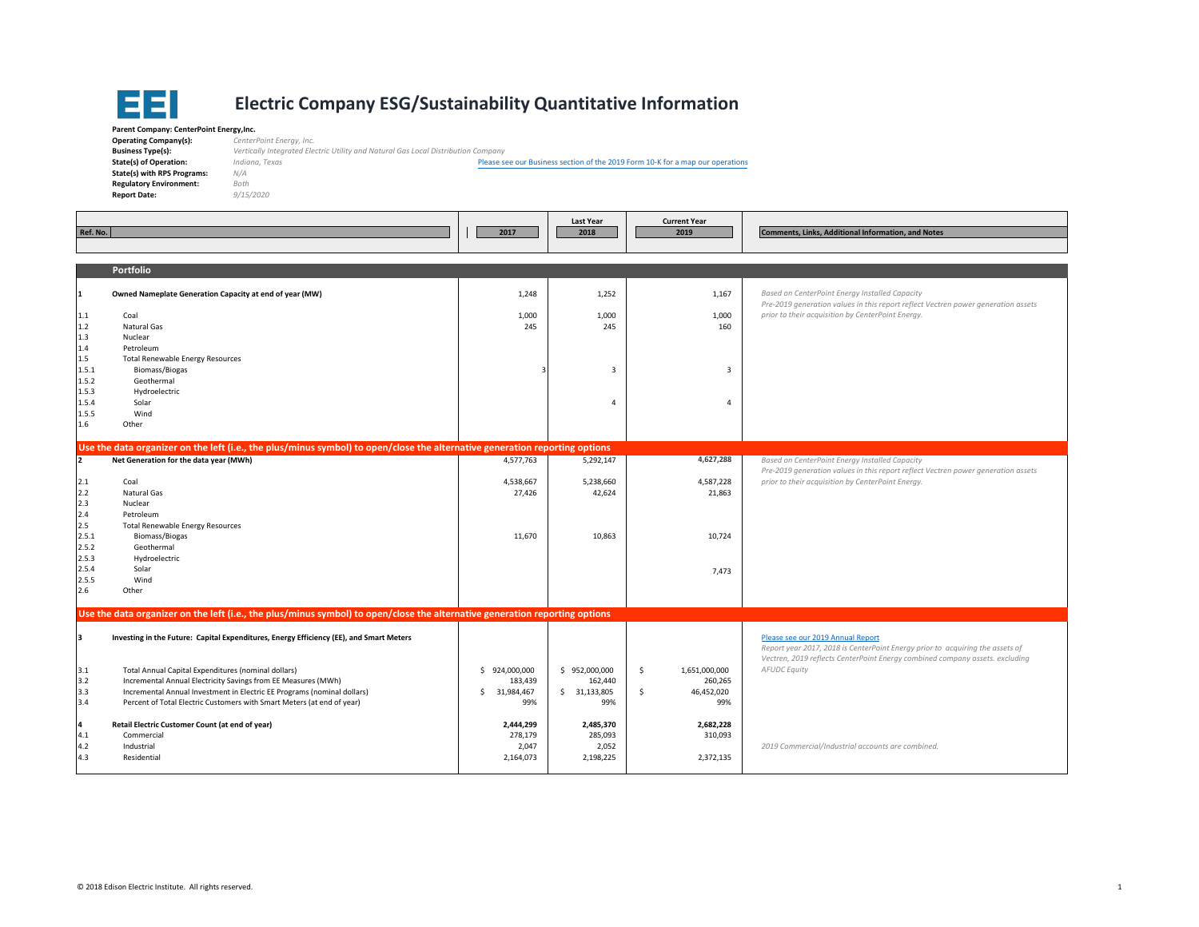# Electric Company ESG/Sustainability Quantitative Information

**Parent Company: CenterPoint Energy,Inc.**

**Operating Company(s):** *CenterPoint Energy, Inc.*
**Business Type(s):** *Vertically Integrated Electric Utility and Natural Gas Local Distribution Company*
**State(s) of Operation:** *Indiana, Texas* — Please see our Business section of the 2019 Form 10-K for a map our operations
**State(s) with RPS Programs:** *N/A*
**Regulatory Environment:** *Both*
**Report Date:** *9/15/2020*

| Ref. No. | | 2017 | Last Year 2018 | Current Year 2019 | Comments, Links, Additional Information, and Notes |
|---|---|---|---|---|---|
| | **Portfolio** | | | | |
| **1** | **Owned Nameplate Generation Capacity at end of year (MW)** | 1,248 | 1,252 | 1,167 | *Based on CenterPoint Energy Installed Capacity Pre-2019 generation values in this report reflect Vectren power generation assets prior to their acquisition by CenterPoint Energy.* |
| 1.1 | Coal | 1,000 | 1,000 | 1,000 | |
| 1.2 | Natural Gas | 245 | 245 | 160 | |
| 1.3 | Nuclear | | | | |
| 1.4 | Petroleum | | | | |
| 1.5 | Total Renewable Energy Resources | | | | |
| 1.5.1 | Biomass/Biogas | 3 | 3 | 3 | |
| 1.5.2 | Geothermal | | | | |
| 1.5.3 | Hydroelectric | | | | |
| 1.5.4 | Solar | | 4 | 4 | |
| 1.5.5 | Wind | | | | |
| 1.6 | Other | | | | |
| | **Use the data organizer on the left (i.e., the plus/minus symbol) to open/close the alternative generation reporting options** | | | | |
| **2** | **Net Generation for the data year (MWh)** | 4,577,763 | 5,292,147 | 4,627,288 | *Based on CenterPoint Energy Installed Capacity Pre-2019 generation values in this report reflect Vectren power generation assets prior to their acquisition by CenterPoint Energy.* |
| 2.1 | Coal | 4,538,667 | 5,238,660 | 4,587,228 | |
| 2.2 | Natural Gas | 27,426 | 42,624 | 21,863 | |
| 2.3 | Nuclear | | | | |
| 2.4 | Petroleum | | | | |
| 2.5 | Total Renewable Energy Resources | | | | |
| 2.5.1 | Biomass/Biogas | 11,670 | 10,863 | 10,724 | |
| 2.5.2 | Geothermal | | | | |
| 2.5.3 | Hydroelectric | | | | |
| 2.5.4 | Solar | | | 7,473 | |
| 2.5.5 | Wind | | | | |
| 2.6 | Other | | | | |
| | **Use the data organizer on the left (i.e., the plus/minus symbol) to open/close the alternative generation reporting options** | | | | |
| **3** | **Investing in the Future: Capital Expenditures, Energy Efficiency (EE), and Smart Meters** | | | | Please see our 2019 Annual Report *Report year 2017, 2018 is CenterPoint Energy prior to acquiring the assets of Vectren, 2019 reflects CenterPoint Energy combined company assets. excluding AFUDC Equity* |
| 3.1 | Total Annual Capital Expenditures (nominal dollars) | $ 924,000,000 | $ 952,000,000 | $ 1,651,000,000 | |
| 3.2 | Incremental Annual Electricity Savings from EE Measures (MWh) | 183,439 | 162,440 | 260,265 | |
| 3.3 | Incremental Annual Investment in Electric EE Programs (nominal dollars) | $ 31,984,467 | $ 31,133,805 | $ 46,452,020 | |
| 3.4 | Percent of Total Electric Customers with Smart Meters (at end of year) | 99% | 99% | 99% | |
| **4** | **Retail Electric Customer Count (at end of year)** | **2,444,299** | **2,485,370** | **2,682,228** | |
| 4.1 | Commercial | 278,179 | 285,093 | 310,093 | |
| 4.2 | Industrial | 2,047 | 2,052 | | *2019 Commercial/Industrial accounts are combined.* |
| 4.3 | Residential | 2,164,073 | 2,198,225 | 2,372,135 | |

© 2018 Edison Electric Institute. All rights reserved.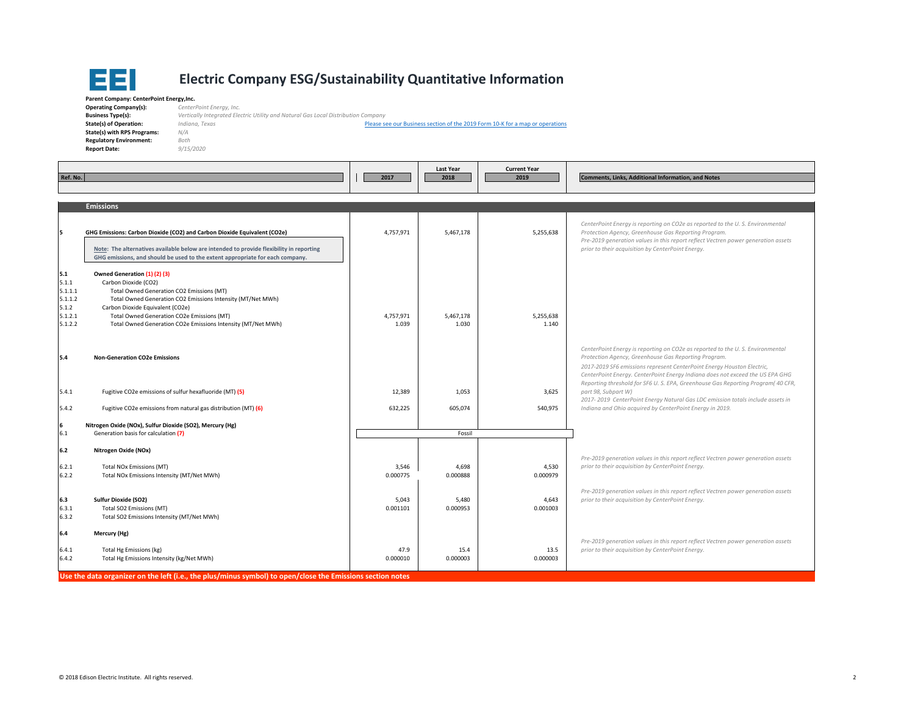# Electric Company ESG/Sustainability Quantitative Information

**Parent Company: CenterPoint Energy,Inc.**

| | |
|---|---|
| **Operating Company(s):** | *CenterPoint Energy, Inc.* |
| **Business Type(s):** | *Vertically Integrated Electric Utility and Natural Gas Local Distribution Company* |
| **State(s) of Operation:** | *Indiana, Texas* — Please see our Business section of the 2019 Form 10-K for a map or operations |
| **State(s) with RPS Programs:** | *N/A* |
| **Regulatory Environment:** | *Both* |
| **Report Date:** | *9/15/2020* |

| Ref. No. | | 2017 | Last Year 2018 | Current Year 2019 | Comments, Links, Additional Information, and Notes |
|---|---|---|---|---|---|
| | **Emissions** | | | | |
| **5** | **GHG Emissions: Carbon Dioxide (CO2) and Carbon Dioxide Equivalent (CO2e)** | 4,757,971 | 5,467,178 | 5,255,638 | *CenterPoint Energy is reporting on CO2e as reported to the U. S. Environmental Protection Agency, Greenhouse Gas Reporting Program. Pre-2019 generation values in this report reflect Vectren power generation assets prior to their acquisition by CenterPoint Energy.* |
| | **Note: The alternatives available below are intended to provide flexibility in reporting GHG emissions, and should be used to the extent appropriate for each company.** | | | | |
| **5.1** | **Owned Generation (1) (2) (3)** | | | | |
| 5.1.1 | Carbon Dioxide (CO2) | | | | |
| 5.1.1.1 | Total Owned Generation CO2 Emissions (MT) | | | | |
| 5.1.1.2 | Total Owned Generation CO2 Emissions Intensity (MT/Net MWh) | | | | |
| 5.1.2 | Carbon Dioxide Equivalent (CO2e) | | | | |
| 5.1.2.1 | Total Owned Generation CO2e Emissions (MT) | 4,757,971 | 5,467,178 | 5,255,638 | |
| 5.1.2.2 | Total Owned Generation CO2e Emissions Intensity (MT/Net MWh) | 1.039 | 1.030 | 1.140 | |
| **5.4** | **Non-Generation CO2e Emissions** | | | | *CenterPoint Energy is reporting on CO2e as reported to the U. S. Environmental Protection Agency, Greenhouse Gas Reporting Program. 2017-2019 SF6 emissions represent CenterPoint Energy Houston Electric, CenterPoint Energy. CenterPoint Energy Indiana does not exceed the US EPA GHG Reporting threshold for SF6 U. S. EPA, Greenhouse Gas Reporting Program( 40 CFR, part 98, Subpart W) 2017- 2019 CenterPoint Energy Natural Gas LDC emission totals include assets in Indiana and Ohio acquired by CenterPoint Energy in 2019.* |
| 5.4.1 | Fugitive CO2e emissions of sulfur hexafluoride (MT) (5) | 12,389 | 1,053 | 3,625 | |
| 5.4.2 | Fugitive CO2e emissions from natural gas distribution (MT) (6) | 632,225 | 605,074 | 540,975 | |
| **6** | **Nitrogen Oxide (NOx), Sulfur Dioxide (SO2), Mercury (Hg)** | | | | |
| 6.1 | Generation basis for calculation (7) | | Fossil | | |
| **6.2** | **Nitrogen Oxide (NOx)** | | | | *Pre-2019 generation values in this report reflect Vectren power generation assets prior to their acquisition by CenterPoint Energy.* |
| 6.2.1 | Total NOx Emissions (MT) | 3,546 | 4,698 | 4,530 | |
| 6.2.2 | Total NOx Emissions Intensity (MT/Net MWh) | 0.000775 | 0.000888 | 0.000979 | |
| **6.3** | **Sulfur Dioxide (SO2)** | | | | *Pre-2019 generation values in this report reflect Vectren power generation assets prior to their acquisition by CenterPoint Energy.* |
| 6.3.1 | Total SO2 Emissions (MT) | 5,043 | 5,480 | 4,643 | |
| 6.3.2 | Total SO2 Emissions Intensity (MT/Net MWh) | 0.001101 | 0.000953 | 0.001003 | |
| **6.4** | **Mercury (Hg)** | | | | *Pre-2019 generation values in this report reflect Vectren power generation assets prior to their acquisition by CenterPoint Energy.* |
| 6.4.1 | Total Hg Emissions (kg) | 47.9 | 15.4 | 13.5 | |
| 6.4.2 | Total Hg Emissions Intensity (kg/Net MWh) | 0.000010 | 0.000003 | 0.000003 | |

**Use the data organizer on the left (i.e., the plus/minus symbol) to open/close the Emissions section notes**

© 2018 Edison Electric Institute. All rights reserved.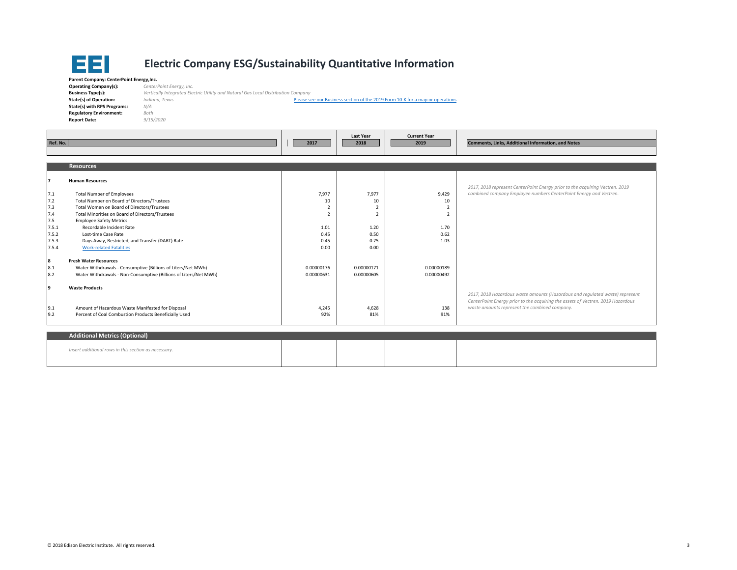# Electric Company ESG/Sustainability Quantitative Information

**Parent Company: CenterPoint Energy,Inc.**

**Operating Company(s):** *CenterPoint Energy, Inc.*
**Business Type(s):** *Vertically Integrated Electric Utility and Natural Gas Local Distribution Company*
**State(s) of Operation:** *Indiana, Texas* — [Please see our Business section of the 2019 Form 10-K for a map or operations]
**State(s) with RPS Programs:** *N/A*
**Regulatory Environment:** *Both*
**Report Date:** *9/15/2020*

| Ref. No. | | 2017 | Last Year 2018 | Current Year 2019 | Comments, Links, Additional Information, and Notes |
|---|---|---|---|---|---|
| | **Resources** | | | | |
| **7** | **Human Resources** | | | | *2017, 2018 represent CenterPoint Energy prior to the acquiring Vectren. 2019 combined company Employee numbers CenterPoint Energy and Vectren.* |
| 7.1 | Total Number of Employees | 7,977 | 7,977 | 9,429 | |
| 7.2 | Total Number on Board of Directors/Trustees | 10 | 10 | 10 | |
| 7.3 | Total Women on Board of Directors/Trustees | 2 | 2 | 2 | |
| 7.4 | Total Minorities on Board of Directors/Trustees | 2 | 2 | 2 | |
| 7.5 | Employee Safety Metrics | | | | |
| 7.5.1 | Recordable Incident Rate | 1.01 | 1.20 | 1.70 | |
| 7.5.2 | Lost-time Case Rate | 0.45 | 0.50 | 0.62 | |
| 7.5.3 | Days Away, Restricted, and Transfer (DART) Rate | 0.45 | 0.75 | 1.03 | |
| 7.5.4 | Work-related Fatalities | 0.00 | 0.00 | | |
| **8** | **Fresh Water Resources** | | | | |
| 8.1 | Water Withdrawals - Consumptive (Billions of Liters/Net MWh) | 0.00000176 | 0.00000171 | 0.00000189 | |
| 8.2 | Water Withdrawals - Non-Consumptive (Billions of Liters/Net MWh) | 0.00000631 | 0.00000605 | 0.00000492 | |
| **9** | **Waste Products** | | | | *2017, 2018 Hazardous waste amounts (Hazardous and regulated waste) represent CenterPoint Energy prior to the acquiring the assets of Vectren. 2019 Hazardous waste amounts represent the combined company.* |
| 9.1 | Amount of Hazardous Waste Manifested for Disposal | 4,245 | 4,628 | 138 | |
| 9.2 | Percent of Coal Combustion Products Beneficially Used | 92% | 81% | 91% | |
| | **Additional Metrics (Optional)** | | | | |
| | *Insert additional rows in this section as necessary.* | | | | |

© 2018 Edison Electric Institute. All rights reserved.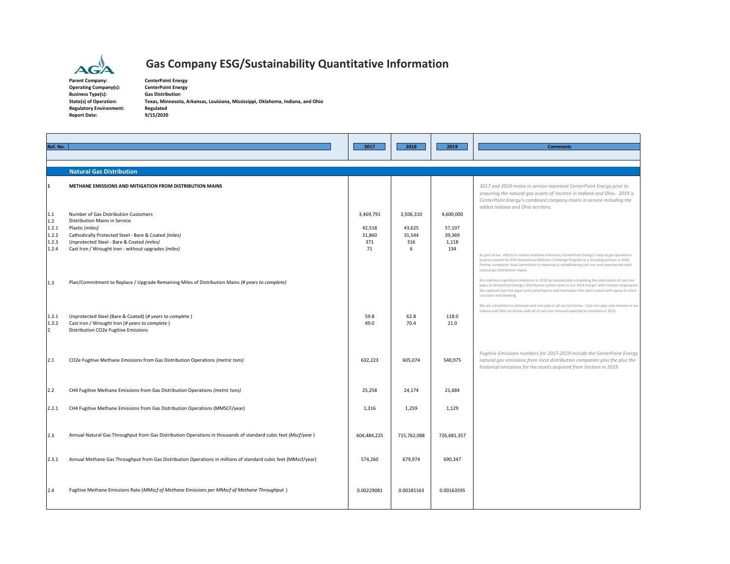# Gas Company ESG/Sustainability Quantitative Information

**Parent Company:** CenterPoint Energy
**Operating Company(s):** CenterPoint Energy
**Business Type(s):** Gas Distribution
**State(s) of Operation:** Texas, Minnesota, Arkansas, Louisiana, Mississippi, Oklahoma, Indiana, and Ohio
**Regulatory Environment:** Regulated
**Report Date:** 9/15/2020

| Ref. No. | | 2017 | 2018 | 2019 | Comments |
|---|---|---|---|---|---|
| | **Natural Gas Distribution** | | | | |
| 1 | METHANE EMISSIONS AND MITIGATION FROM DISTRIBUTION MAINS | | | | *2017 and 2018 mains in service represent CenterPoint Energy prior to acquiring the natural gas assets of Vectren in Indiana and Ohio. 2019 is CenterPoint Energy's combined company mains in service including the added Indiana and Ohio territory.* |
| 1.1 | Number of Gas Distribution Customers | 3,469,791 | 3,506,310 | 4,600,000 | |
| 1.2 | Distribution Mains in Service | | | | |
| 1.2.1 | Plastic *(miles)* | 42,518 | 43,625 | 57,107 | |
| 1.2.2 | Cathodically Protected Steel - Bare & Coated *(miles)* | 31,860 | 31,544 | 39,369 | |
| 1.2.3 | Unprotected Steel - Bare & Coated *(miles)* | 371 | 316 | 1,118 | |
| 1.2.4 | Cast Iron / Wrought Iron - without upgrades *(miles)* | 71 | 6 | 134 | As part of our efforts to reduce methane emissions, CenterPoint Energy's natural gas operations business joined the EPA Natural Gas Methane Challenge Program as a founding partner in 2016. Partner companies have committed to replacing or rehabilitating cast iron and unprotected steel natural gas distribution mains. |
| 1.3 | Plan/Commitment to Replace / Upgrade Remaining Miles of Distribution Mains *(# years to complete)* | | | | We reached a significant milestone in 2018 by substantially completing the elimination of cast iron pipes in CenterPoint Energy's distribution system prior to our 2019 merger with Vectren Corporation. We replaced cast iron pipes with polyethylene and steel pipes that were coated with epoxy to resist corrosion and breaking. We are committed to eliminate cast-iron pipe in all our territories. Cast-iron pipe only remains in our Indiana and Ohio territories with all of cast iron removal expected to complete in 2023. |
| 1.3.1 | Unprotected Steel (Bare & Coated) (*# years to complete* ) | 59.8 | 62.8 | 118.0 | |
| 1.3.2 | Cast Iron / Wrought Iron (*# years to complete* ) | 49.0 | 70.4 | 21.0 | |
| 2 | Distribution CO2e Fugitive Emissions | | | | |
| 2.1 | CO2e Fugitive Methane Emissions from Gas Distribution Operations *(metric tons)* | 632,223 | 605,074 | 540,975 | *Fugitive Emissions numbers for 2017-2019 include the CenterPoint Energy natural gas emissions from local distribution companies plus the plus the historical emissions for the assets acquired from Vectren in 2019.* |
| 2.2 | CH4 Fugitive Methane Emissions from Gas Distribution Operations *(metric tons)* | 25,258 | 24,174 | 21,684 | |
| 2.2.1 | CH4 Fugitive Methane Emissions from Gas Distribution Operations (MMSCF/year) | 1,316 | 1,259 | 1,129 | |
| 2.3 | Annual Natural Gas Throughput from Gas Distribution Operations in thousands of standard cubic feet (*Mscf/year* ) | 604,484,225 | 715,762,088 | 726,681,357 | |
| 2.3.1 | Annual Methane Gas Throughput from Gas Distribution Operations in millions of standard cubic feet (MMscf/year) | 574,260 | 679,974 | 690,347 | |
| 2.4 | Fugitive Methane Emissions Rate (*MMscf of Methane Emissions per MMscf of Methane Throughput* ) | 0.00229081 | 0.00185163 | 0.00163595 | |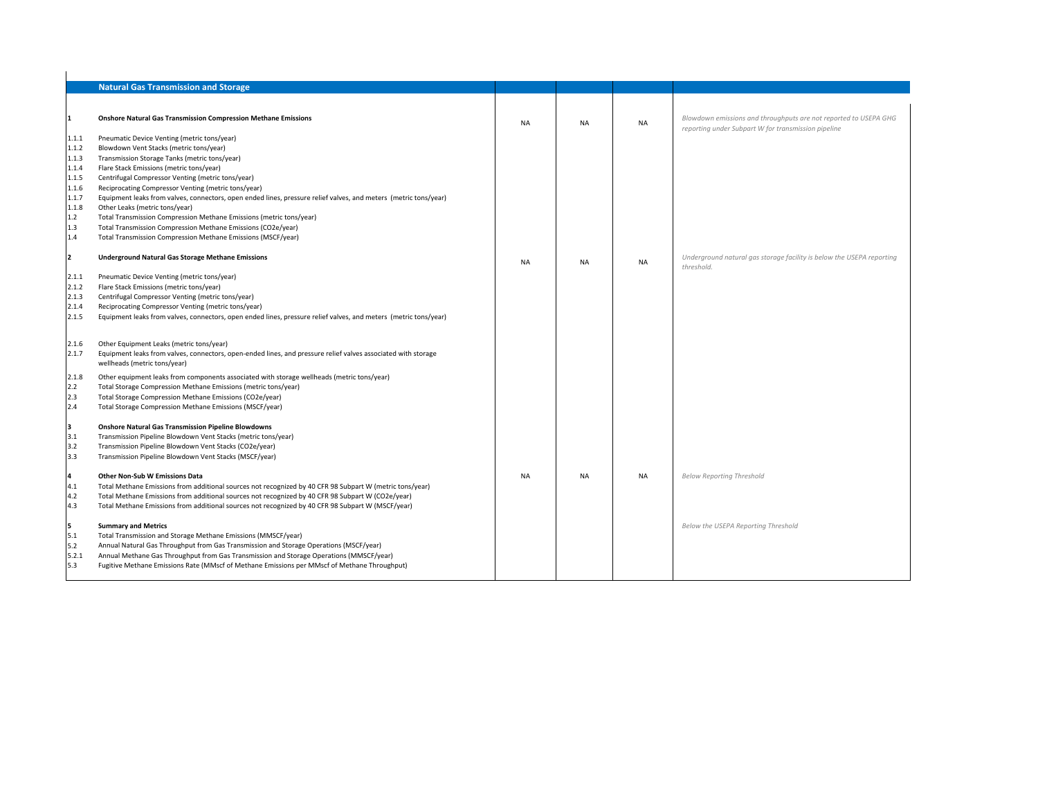| | Natural Gas Transmission and Storage | | | | |
|---|---|---|---|---|---|
| **1** | **Onshore Natural Gas Transmission Compression Methane Emissions** | NA | NA | NA | *Blowdown emissions and throughputs are not reported to USEPA GHG reporting under Subpart W for transmission pipeline* |
| 1.1.1 | Pneumatic Device Venting (metric tons/year) | | | | |
| 1.1.2 | Blowdown Vent Stacks (metric tons/year) | | | | |
| 1.1.3 | Transmission Storage Tanks (metric tons/year) | | | | |
| 1.1.4 | Flare Stack Emissions (metric tons/year) | | | | |
| 1.1.5 | Centrifugal Compressor Venting (metric tons/year) | | | | |
| 1.1.6 | Reciprocating Compressor Venting (metric tons/year) | | | | |
| 1.1.7 | Equipment leaks from valves, connectors, open ended lines, pressure relief valves, and meters (metric tons/year) | | | | |
| 1.1.8 | Other Leaks (metric tons/year) | | | | |
| 1.2 | Total Transmission Compression Methane Emissions (metric tons/year) | | | | |
| 1.3 | Total Transmission Compression Methane Emissions (CO2e/year) | | | | |
| 1.4 | Total Transmission Compression Methane Emissions (MSCF/year) | | | | |
| **2** | **Underground Natural Gas Storage Methane Emissions** | NA | NA | NA | *Underground natural gas storage facility is below the USEPA reporting threshold.* |
| 2.1.1 | Pneumatic Device Venting (metric tons/year) | | | | |
| 2.1.2 | Flare Stack Emissions (metric tons/year) | | | | |
| 2.1.3 | Centrifugal Compressor Venting (metric tons/year) | | | | |
| 2.1.4 | Reciprocating Compressor Venting (metric tons/year) | | | | |
| 2.1.5 | Equipment leaks from valves, connectors, open ended lines, pressure relief valves, and meters (metric tons/year) | | | | |
| 2.1.6 | Other Equipment Leaks (metric tons/year) | | | | |
| 2.1.7 | Equipment leaks from valves, connectors, open-ended lines, and pressure relief valves associated with storage wellheads (metric tons/year) | | | | |
| 2.1.8 | Other equipment leaks from components associated with storage wellheads (metric tons/year) | | | | |
| 2.2 | Total Storage Compression Methane Emissions (metric tons/year) | | | | |
| 2.3 | Total Storage Compression Methane Emissions (CO2e/year) | | | | |
| 2.4 | Total Storage Compression Methane Emissions (MSCF/year) | | | | |
| **3** | **Onshore Natural Gas Transmission Pipeline Blowdowns** | | | | |
| 3.1 | Transmission Pipeline Blowdown Vent Stacks (metric tons/year) | | | | |
| 3.2 | Transmission Pipeline Blowdown Vent Stacks (CO2e/year) | | | | |
| 3.3 | Transmission Pipeline Blowdown Vent Stacks (MSCF/year) | | | | |
| **4** | **Other Non-Sub W Emissions Data** | NA | NA | NA | *Below Reporting Threshold* |
| 4.1 | Total Methane Emissions from additional sources not recognized by 40 CFR 98 Subpart W (metric tons/year) | | | | |
| 4.2 | Total Methane Emissions from additional sources not recognized by 40 CFR 98 Subpart W (CO2e/year) | | | | |
| 4.3 | Total Methane Emissions from additional sources not recognized by 40 CFR 98 Subpart W (MSCF/year) | | | | |
| **5** | **Summary and Metrics** | | | | *Below the USEPA Reporting Threshold* |
| 5.1 | Total Transmission and Storage Methane Emissions (MMSCF/year) | | | | |
| 5.2 | Annual Natural Gas Throughput from Gas Transmission and Storage Operations (MSCF/year) | | | | |
| 5.2.1 | Annual Methane Gas Throughput from Gas Transmission and Storage Operations (MMSCF/year) | | | | |
| 5.3 | Fugitive Methane Emissions Rate (MMscf of Methane Emissions per MMscf of Methane Throughput) | | | | |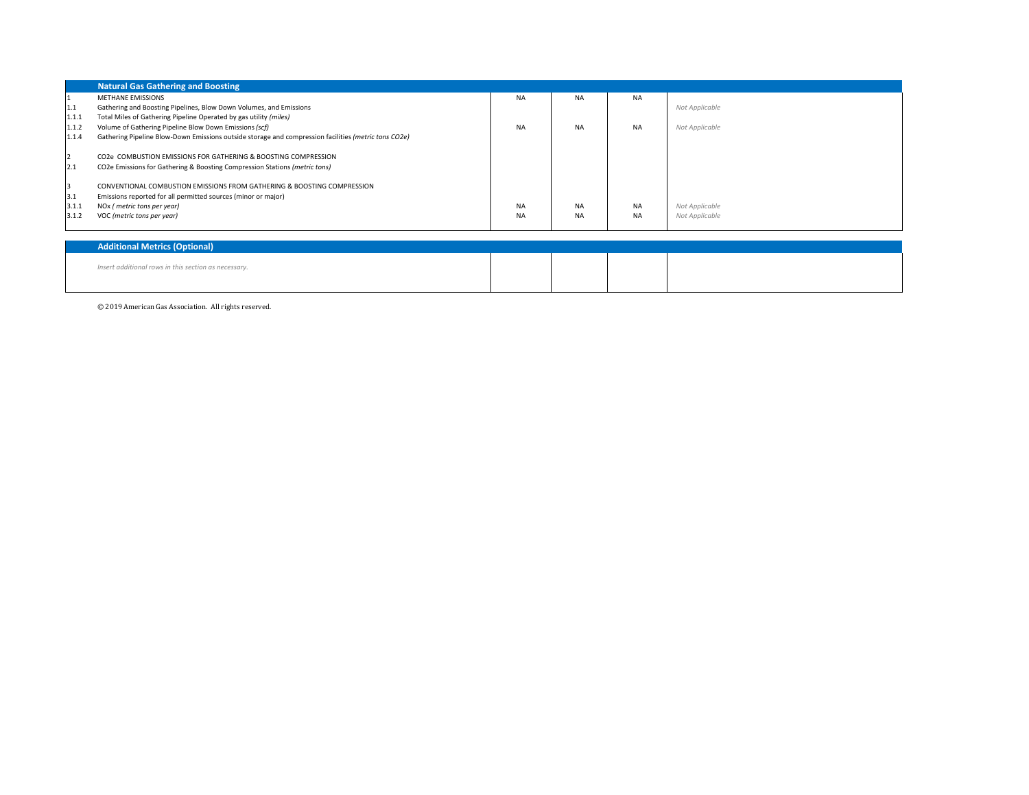| | Natural Gas Gathering and Boosting | | | | |
|---|---|---|---|---|---|
| 1 | METHANE EMISSIONS | NA | NA | NA | |
| 1.1 | Gathering and Boosting Pipelines, Blow Down Volumes, and Emissions | | | | *Not Applicable* |
| 1.1.1 | Total Miles of Gathering Pipeline Operated by gas utility *(miles)* | | | | |
| 1.1.2 | Volume of Gathering Pipeline Blow Down Emissions *(scf)* | NA | NA | NA | *Not Applicable* |
| 1.1.4 | Gathering Pipeline Blow-Down Emissions outside storage and compression facilities *(metric tons CO2e)* | | | | |
| | | | | | |
| 2 | CO2e COMBUSTION EMISSIONS FOR GATHERING & BOOSTING COMPRESSION | | | | |
| 2.1 | CO2e Emissions for Gathering & Boosting Compression Stations *(metric tons)* | | | | |
| | | | | | |
| 3 | CONVENTIONAL COMBUSTION EMISSIONS FROM GATHERING & BOOSTING COMPRESSION | | | | |
| 3.1 | Emissions reported for all permitted sources (minor or major) | | | | |
| 3.1.1 | NOx *( metric tons per year)* | NA | NA | NA | *Not Applicable* |
| 3.1.2 | VOC *(metric tons per year)* | NA | NA | NA | *Not Applicable* |

| | Additional Metrics (Optional) | | | | |
|---|---|---|---|---|---|
| | *Insert additional rows in this section as necessary.* | | | | |

© 2019 American Gas Association. All rights reserved.